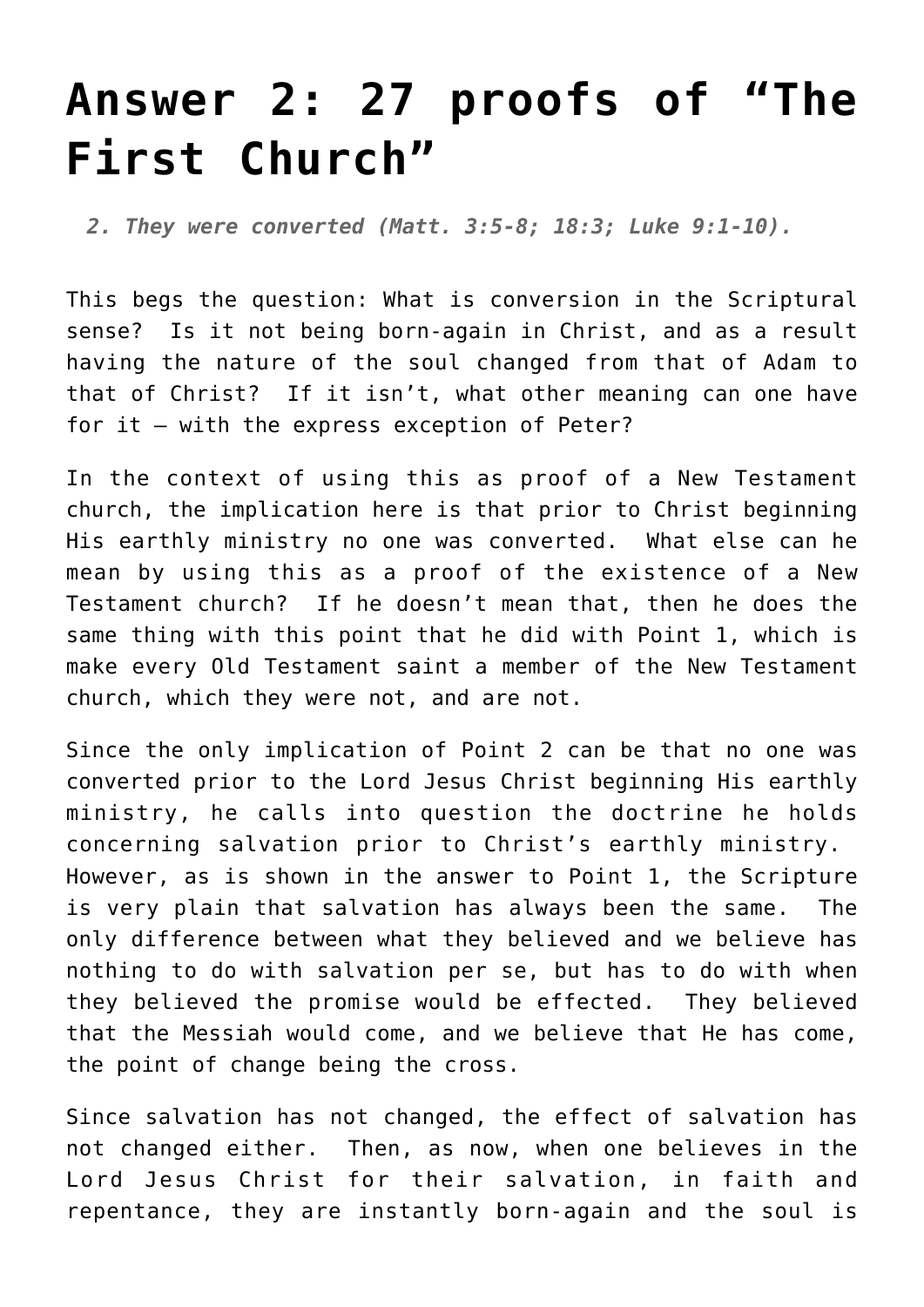# Answer 2: 27 proofs of "The First Church"

> *2. They were converted (Matt. 3:5-8; 18:3; Luke 9:1-10).*

This begs the question: What is conversion in the Scriptural sense? Is it not being born-again in Christ, and as a result having the nature of the soul changed from that of Adam to that of Christ? If it isn't, what other meaning can one have for it – with the express exception of Peter?

In the context of using this as proof of a New Testament church, the implication here is that prior to Christ beginning His earthly ministry no one was converted. What else can he mean by using this as a proof of the existence of a New Testament church? If he doesn't mean that, then he does the same thing with this point that he did with Point 1, which is make every Old Testament saint a member of the New Testament church, which they were not, and are not.

Since the only implication of Point 2 can be that no one was converted prior to the Lord Jesus Christ beginning His earthly ministry, he calls into question the doctrine he holds concerning salvation prior to Christ's earthly ministry. However, as is shown in the answer to Point 1, the Scripture is very plain that salvation has always been the same. The only difference between what they believed and we believe has nothing to do with salvation per se, but has to do with when they believed the promise would be effected. They believed that the Messiah would come, and we believe that He has come, the point of change being the cross.

Since salvation has not changed, the effect of salvation has not changed either. Then, as now, when one believes in the Lord Jesus Christ for their salvation, in faith and repentance, they are instantly born-again and the soul is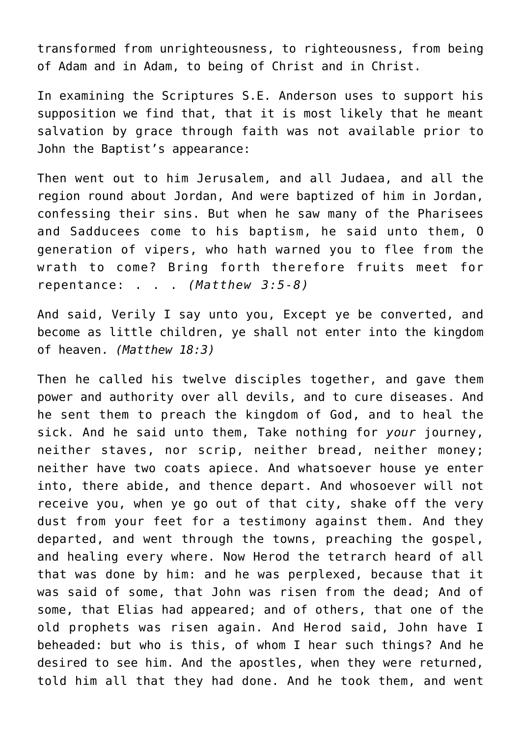transformed from unrighteousness, to righteousness, from being of Adam and in Adam, to being of Christ and in Christ.

In examining the Scriptures S.E. Anderson uses to support his supposition we find that, that it is most likely that he meant salvation by grace through faith was not available prior to John the Baptist's appearance:

Then went out to him Jerusalem, and all Judaea, and all the region round about Jordan, And were baptized of him in Jordan, confessing their sins. But when he saw many of the Pharisees and Sadducees come to his baptism, he said unto them, O generation of vipers, who hath warned you to flee from the wrath to come? Bring forth therefore fruits meet for repentance: . . . *(Matthew 3:5-8)*

And said, Verily I say unto you, Except ye be converted, and become as little children, ye shall not enter into the kingdom of heaven. *(Matthew 18:3)*

Then he called his twelve disciples together, and gave them power and authority over all devils, and to cure diseases. And he sent them to preach the kingdom of God, and to heal the sick. And he said unto them, Take nothing for *your* journey, neither staves, nor scrip, neither bread, neither money; neither have two coats apiece. And whatsoever house ye enter into, there abide, and thence depart. And whosoever will not receive you, when ye go out of that city, shake off the very dust from your feet for a testimony against them. And they departed, and went through the towns, preaching the gospel, and healing every where. Now Herod the tetrarch heard of all that was done by him: and he was perplexed, because that it was said of some, that John was risen from the dead; And of some, that Elias had appeared; and of others, that one of the old prophets was risen again. And Herod said, John have I beheaded: but who is this, of whom I hear such things? And he desired to see him. And the apostles, when they were returned, told him all that they had done. And he took them, and went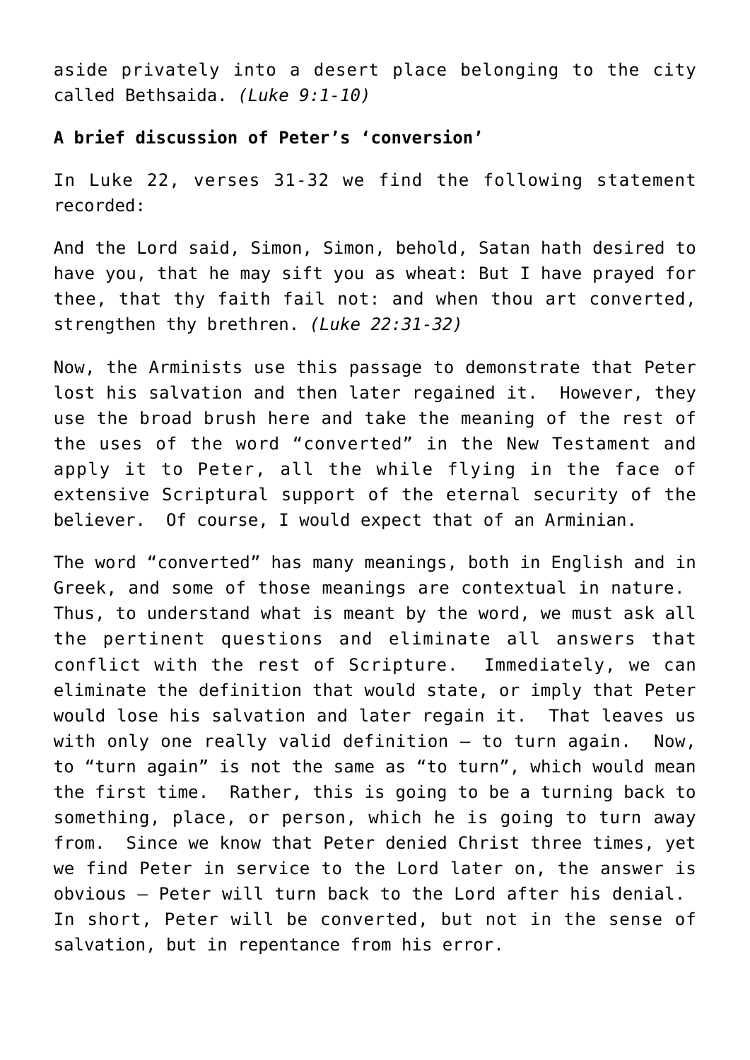aside privately into a desert place belonging to the city called Bethsaida. *(Luke 9:1-10)*

**A brief discussion of Peter's 'conversion'**

In Luke 22, verses 31-32 we find the following statement recorded:

And the Lord said, Simon, Simon, behold, Satan hath desired to have you, that he may sift you as wheat: But I have prayed for thee, that thy faith fail not: and when thou art converted, strengthen thy brethren. *(Luke 22:31-32)*

Now, the Arminists use this passage to demonstrate that Peter lost his salvation and then later regained it. However, they use the broad brush here and take the meaning of the rest of the uses of the word "converted" in the New Testament and apply it to Peter, all the while flying in the face of extensive Scriptural support of the eternal security of the believer. Of course, I would expect that of an Arminian.

The word "converted" has many meanings, both in English and in Greek, and some of those meanings are contextual in nature. Thus, to understand what is meant by the word, we must ask all the pertinent questions and eliminate all answers that conflict with the rest of Scripture. Immediately, we can eliminate the definition that would state, or imply that Peter would lose his salvation and later regain it. That leaves us with only one really valid definition – to turn again. Now, to "turn again" is not the same as "to turn", which would mean the first time. Rather, this is going to be a turning back to something, place, or person, which he is going to turn away from. Since we know that Peter denied Christ three times, yet we find Peter in service to the Lord later on, the answer is obvious – Peter will turn back to the Lord after his denial. In short, Peter will be converted, but not in the sense of salvation, but in repentance from his error.